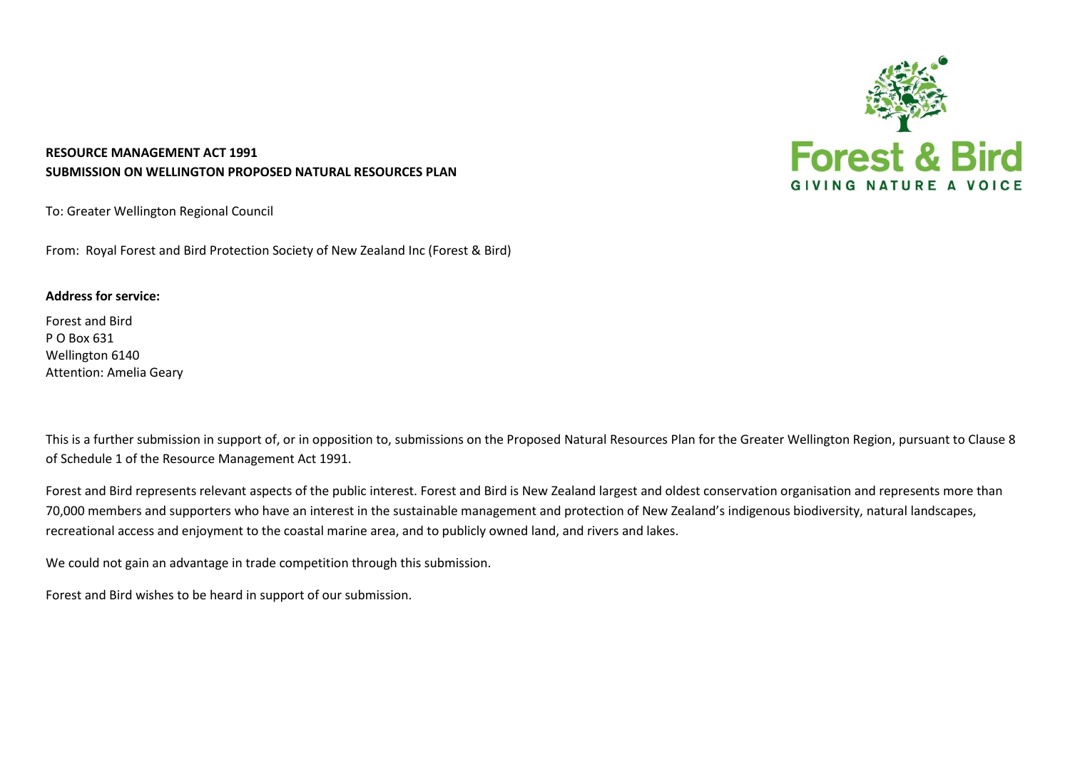**RESOURCE MANAGEMENT ACT 1991**
**SUBMISSION ON WELLINGTON PROPOSED NATURAL RESOURCES PLAN**

To: Greater Wellington Regional Council

From: Royal Forest and Bird Protection Society of New Zealand Inc (Forest & Bird)

**Address for service:**

Forest and Bird
P O Box 631
Wellington 6140
Attention: Amelia Geary

This is a further submission in support of, or in opposition to, submissions on the Proposed Natural Resources Plan for the Greater Wellington Region, pursuant to Clause 8 of Schedule 1 of the Resource Management Act 1991.

Forest and Bird represents relevant aspects of the public interest. Forest and Bird is New Zealand largest and oldest conservation organisation and represents more than 70,000 members and supporters who have an interest in the sustainable management and protection of New Zealand's indigenous biodiversity, natural landscapes, recreational access and enjoyment to the coastal marine area, and to publicly owned land, and rivers and lakes.

We could not gain an advantage in trade competition through this submission.

Forest and Bird wishes to be heard in support of our submission.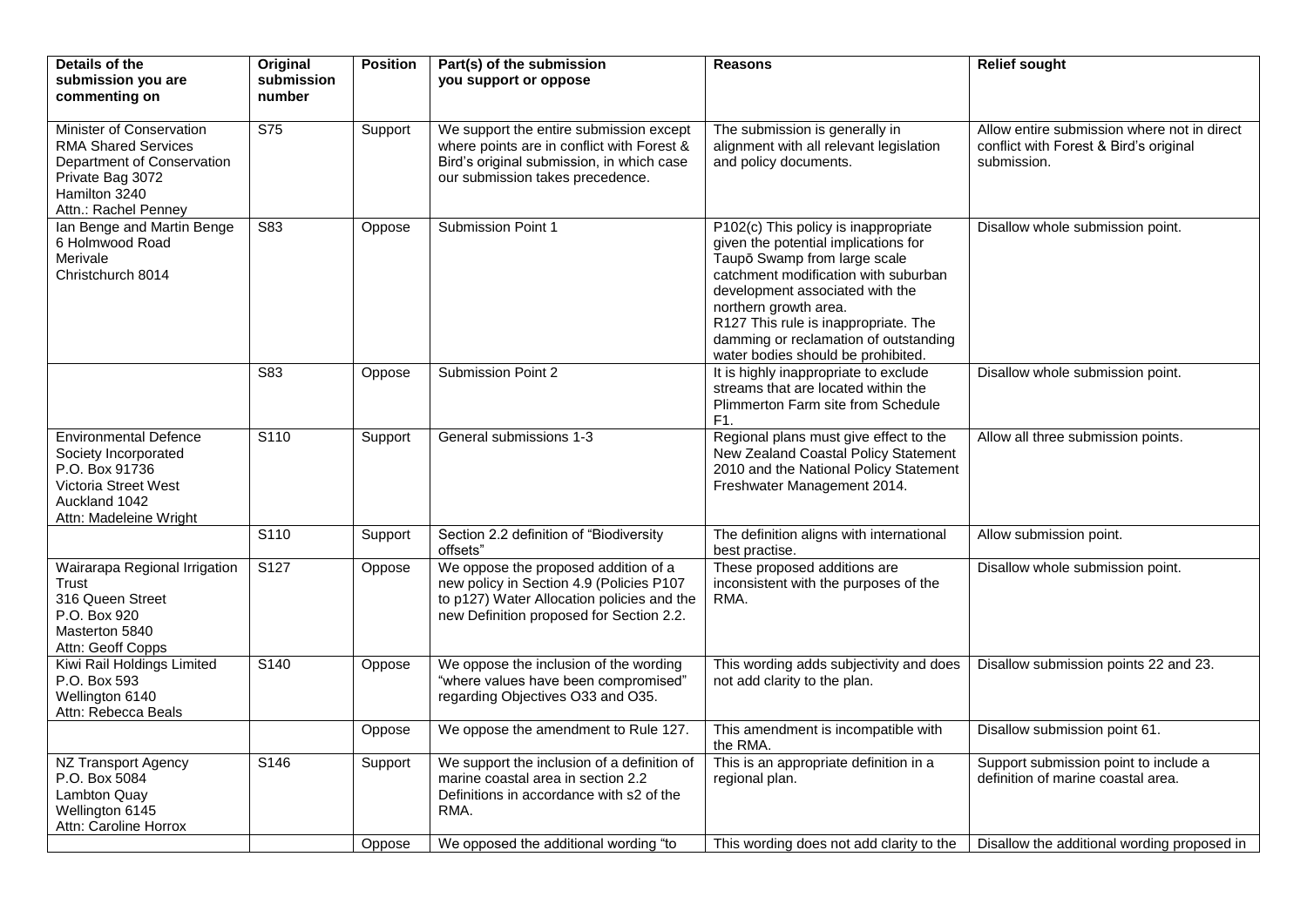| Details of the submission you are commenting on | Original submission number | Position | Part(s) of the submission you support or oppose | Reasons | Relief sought |
|---|---|---|---|---|---|
| Minister of Conservation<br>RMA Shared Services<br>Department of Conservation<br>Private Bag 3072<br>Hamilton 3240<br>Attn.: Rachel Penney | S75 | Support | We support the entire submission except where points are in conflict with Forest & Bird's original submission, in which case our submission takes precedence. | The submission is generally in alignment with all relevant legislation and policy documents. | Allow entire submission where not in direct conflict with Forest & Bird's original submission. |
| Ian Benge and Martin Benge<br>6 Holmwood Road<br>Merivale<br>Christchurch 8014 | S83 | Oppose | Submission Point 1 | P102(c) This policy is inappropriate given the potential implications for Taupō Swamp from large scale catchment modification with suburban development associated with the northern growth area.<br>R127 This rule is inappropriate. The damming or reclamation of outstanding water bodies should be prohibited. | Disallow whole submission point. |
| | S83 | Oppose | Submission Point 2 | It is highly inappropriate to exclude streams that are located within the Plimmerton Farm site from Schedule F1. | Disallow whole submission point. |
| Environmental Defence Society Incorporated<br>P.O. Box 91736<br>Victoria Street West<br>Auckland 1042<br>Attn: Madeleine Wright | S110 | Support | General submissions 1-3 | Regional plans must give effect to the New Zealand Coastal Policy Statement 2010 and the National Policy Statement Freshwater Management 2014. | Allow all three submission points. |
| | S110 | Support | Section 2.2 definition of "Biodiversity offsets" | The definition aligns with international best practise. | Allow submission point. |
| Wairarapa Regional Irrigation Trust<br>316 Queen Street<br>P.O. Box 920<br>Masterton 5840<br>Attn: Geoff Copps | S127 | Oppose | We oppose the proposed addition of a new policy in Section 4.9 (Policies P107 to p127) Water Allocation policies and the new Definition proposed for Section 2.2. | These proposed additions are inconsistent with the purposes of the RMA. | Disallow whole submission point. |
| Kiwi Rail Holdings Limited<br>P.O. Box 593<br>Wellington 6140<br>Attn: Rebecca Beals | S140 | Oppose | We oppose the inclusion of the wording "where values have been compromised" regarding Objectives O33 and O35. | This wording adds subjectivity and does not add clarity to the plan. | Disallow submission points 22 and 23. |
| | | Oppose | We oppose the amendment to Rule 127. | This amendment is incompatible with the RMA. | Disallow submission point 61. |
| NZ Transport Agency<br>P.O. Box 5084<br>Lambton Quay<br>Wellington 6145<br>Attn: Caroline Horrox | S146 | Support | We support the inclusion of a definition of marine coastal area in section 2.2 Definitions in accordance with s2 of the RMA. | This is an appropriate definition in a regional plan. | Support submission point to include a definition of marine coastal area. |
| | | Oppose | We opposed the additional wording "to | This wording does not add clarity to the | Disallow the additional wording proposed in |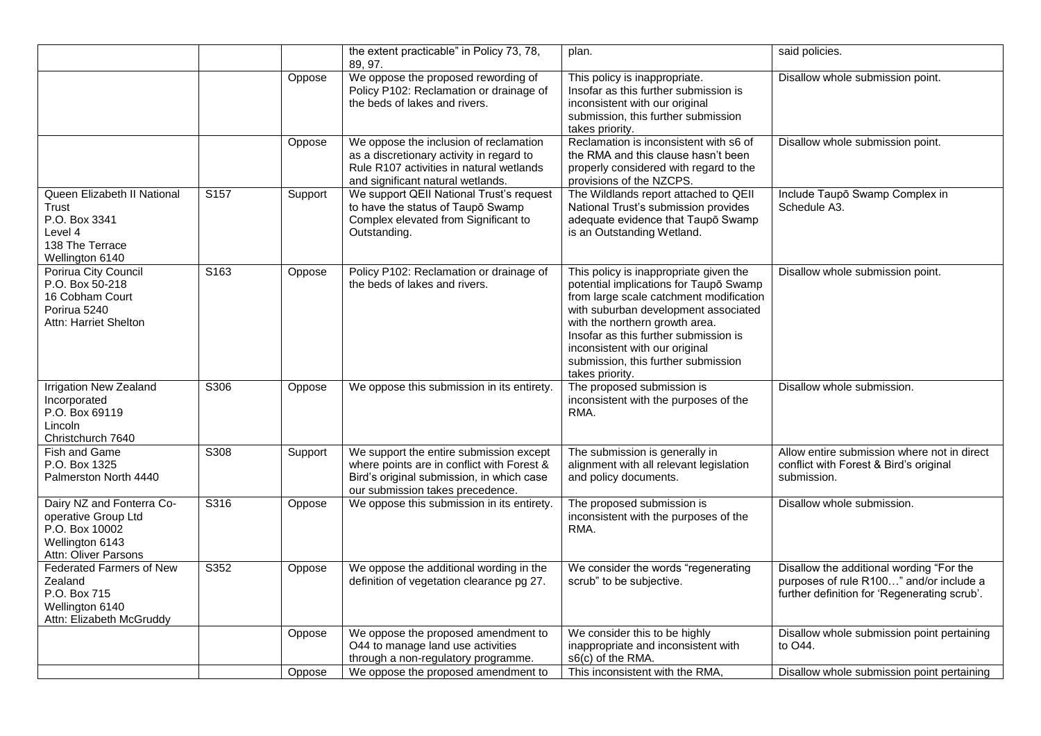|  |  |  | the extent practicable" in Policy 73, 78, 89, 97. | plan. | said policies. |
|---|---|---|---|---|---|
|  |  | Oppose | We oppose the proposed rewording of Policy P102: Reclamation or drainage of the beds of lakes and rivers. | This policy is inappropriate. Insofar as this further submission is inconsistent with our original submission, this further submission takes priority. | Disallow whole submission point. |
|  |  | Oppose | We oppose the inclusion of reclamation as a discretionary activity in regard to Rule R107 activities in natural wetlands and significant natural wetlands. | Reclamation is inconsistent with s6 of the RMA and this clause hasn't been properly considered with regard to the provisions of the NZCPS. | Disallow whole submission point. |
| Queen Elizabeth II National Trust<br>P.O. Box 3341<br>Level 4<br>138 The Terrace<br>Wellington 6140 | S157 | Support | We support QEII National Trust's request to have the status of Taupō Swamp Complex elevated from Significant to Outstanding. | The Wildlands report attached to QEII National Trust's submission provides adequate evidence that Taupō Swamp is an Outstanding Wetland. | Include Taupō Swamp Complex in Schedule A3. |
| Porirua City Council<br>P.O. Box 50-218<br>16 Cobham Court<br>Porirua 5240<br>Attn: Harriet Shelton | S163 | Oppose | Policy P102: Reclamation or drainage of the beds of lakes and rivers. | This policy is inappropriate given the potential implications for Taupō Swamp from large scale catchment modification with suburban development associated with the northern growth area. Insofar as this further submission is inconsistent with our original submission, this further submission takes priority. | Disallow whole submission point. |
| Irrigation New Zealand Incorporated<br>P.O. Box 69119<br>Lincoln<br>Christchurch 7640 | S306 | Oppose | We oppose this submission in its entirety. | The proposed submission is inconsistent with the purposes of the RMA. | Disallow whole submission. |
| Fish and Game<br>P.O. Box 1325<br>Palmerston North 4440 | S308 | Support | We support the entire submission except where points are in conflict with Forest & Bird's original submission, in which case our submission takes precedence. | The submission is generally in alignment with all relevant legislation and policy documents. | Allow entire submission where not in direct conflict with Forest & Bird's original submission. |
| Dairy NZ and Fonterra Co-operative Group Ltd<br>P.O. Box 10002<br>Wellington 6143<br>Attn: Oliver Parsons | S316 | Oppose | We oppose this submission in its entirety. | The proposed submission is inconsistent with the purposes of the RMA. | Disallow whole submission. |
| Federated Farmers of New Zealand<br>P.O. Box 715<br>Wellington 6140<br>Attn: Elizabeth McGruddy | S352 | Oppose | We oppose the additional wording in the definition of vegetation clearance pg 27. | We consider the words "regenerating scrub" to be subjective. | Disallow the additional wording "For the purposes of rule R100…" and/or include a further definition for 'Regenerating scrub'. |
|  |  | Oppose | We oppose the proposed amendment to O44 to manage land use activities through a non-regulatory programme. | We consider this to be highly inappropriate and inconsistent with s6(c) of the RMA. | Disallow whole submission point pertaining to O44. |
|  |  | Oppose | We oppose the proposed amendment to | This inconsistent with the RMA, | Disallow whole submission point pertaining |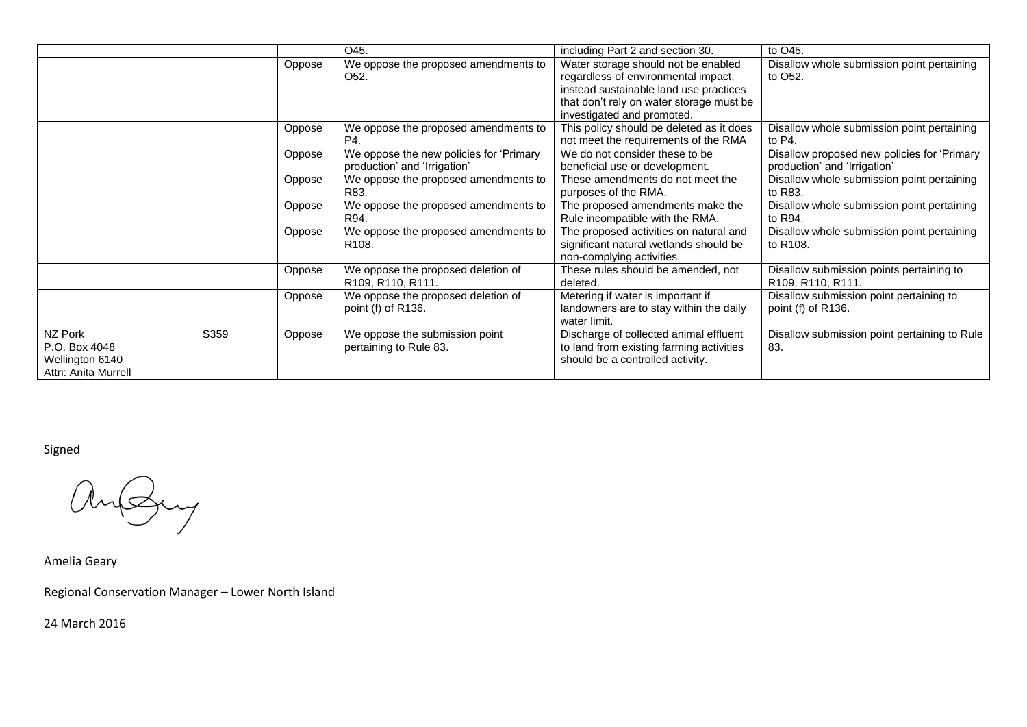| | | | | | |
|---|---|---|---|---|---|
| | | | O45. | including Part 2 and section 30. | to O45. |
| | | Oppose | We oppose the proposed amendments to O52. | Water storage should not be enabled regardless of environmental impact, instead sustainable land use practices that don't rely on water storage must be investigated and promoted. | Disallow whole submission point pertaining to O52. |
| | | Oppose | We oppose the proposed amendments to P4. | This policy should be deleted as it does not meet the requirements of the RMA | Disallow whole submission point pertaining to P4. |
| | | Oppose | We oppose the new policies for 'Primary production' and 'Irrigation' | We do not consider these to be beneficial use or development. | Disallow proposed new policies for 'Primary production' and 'Irrigation' |
| | | Oppose | We oppose the proposed amendments to R83. | These amendments do not meet the purposes of the RMA. | Disallow whole submission point pertaining to R83. |
| | | Oppose | We oppose the proposed amendments to R94. | The proposed amendments make the Rule incompatible with the RMA. | Disallow whole submission point pertaining to R94. |
| | | Oppose | We oppose the proposed amendments to R108. | The proposed activities on natural and significant natural wetlands should be non-complying activities. | Disallow whole submission point pertaining to R108. |
| | | Oppose | We oppose the proposed deletion of R109, R110, R111. | These rules should be amended, not deleted. | Disallow submission points pertaining to R109, R110, R111. |
| | | Oppose | We oppose the proposed deletion of point (f) of R136. | Metering if water is important if landowners are to stay within the daily water limit. | Disallow submission point pertaining to point (f) of R136. |
| NZ Pork<br>P.O. Box 4048<br>Wellington 6140<br>Attn: Anita Murrell | S359 | Oppose | We oppose the submission point pertaining to Rule 83. | Discharge of collected animal effluent to land from existing farming activities should be a controlled activity. | Disallow submission point pertaining to Rule 83. |

Signed

Amelia Geary

Regional Conservation Manager – Lower North Island

24 March 2016